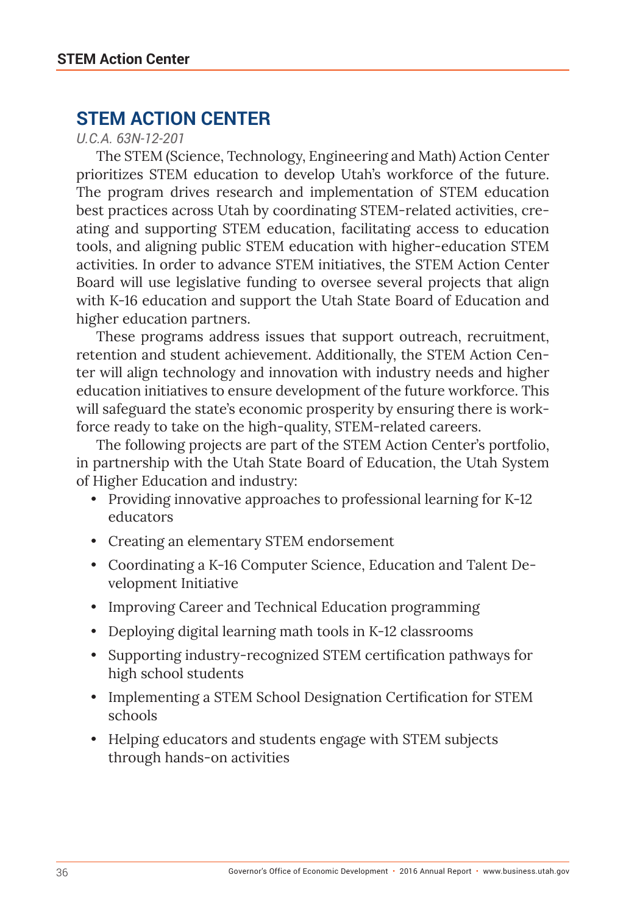## STEM ACTION CENTER

*U.C.A. 63N-12-201*

The STEM (Science, Technology, Engineering and Math) Action Center prioritizes STEM education to develop Utah's workforce of the future. The program drives research and implementation of STEM education best practices across Utah by coordinating STEM-related activities, creating and supporting STEM education, facilitating access to education tools, and aligning public STEM education with higher-education STEM activities. In order to advance STEM initiatives, the STEM Action Center Board will use legislative funding to oversee several projects that align with K-16 education and support the Utah State Board of Education and higher education partners.

These programs address issues that support outreach, recruitment, retention and student achievement. Additionally, the STEM Action Center will align technology and innovation with industry needs and higher education initiatives to ensure development of the future workforce. This will safeguard the state's economic prosperity by ensuring there is workforce ready to take on the high-quality, STEM-related careers.

The following projects are part of the STEM Action Center's portfolio, in partnership with the Utah State Board of Education, the Utah System of Higher Education and industry:

- Providing innovative approaches to professional learning for K-12 educators
- Creating an elementary STEM endorsement
- Coordinating a K-16 Computer Science, Education and Talent Development Initiative
- Improving Career and Technical Education programming
- Deploying digital learning math tools in K-12 classrooms
- Supporting industry-recognized STEM certification pathways for high school students
- Implementing a STEM School Designation Certification for STEM schools
- Helping educators and students engage with STEM subjects through hands-on activities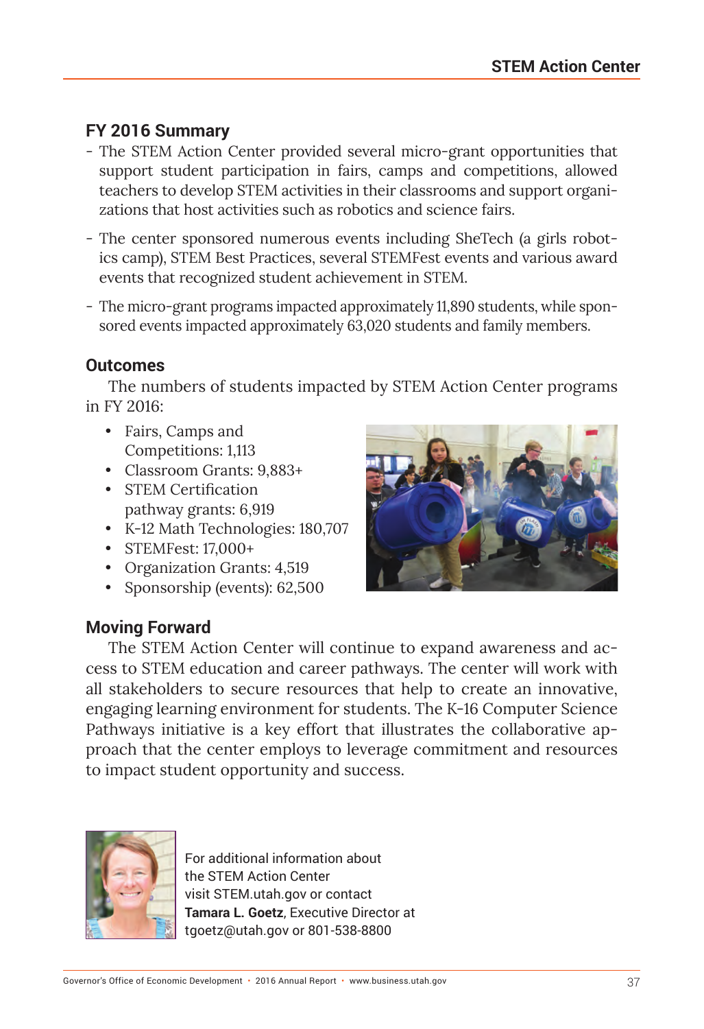## FY 2016 Summary

- The STEM Action Center provided several micro-grant opportunities that support student participation in fairs, camps and competitions, allowed teachers to develop STEM activities in their classrooms and support organizations that host activities such as robotics and science fairs.
- The center sponsored numerous events including SheTech (a girls robotics camp), STEM Best Practices, several STEMFest events and various award events that recognized student achievement in STEM.
- The micro-grant programs impacted approximately 11,890 students, while sponsored events impacted approximately 63,020 students and family members.

## Outcomes

The numbers of students impacted by STEM Action Center programs in FY 2016:

- Fairs, Camps and Competitions: 1,113
- Classroom Grants: 9,883+
- STEM Certification pathway grants: 6,919
- K-12 Math Technologies: 180,707
- STEMFest: 17,000+
- Organization Grants: 4,519
- Sponsorship (events): 62,500

## Moving Forward

The STEM Action Center will continue to expand awareness and access to STEM education and career pathways. The center will work with all stakeholders to secure resources that help to create an innovative, engaging learning environment for students. The K-16 Computer Science Pathways initiative is a key effort that illustrates the collaborative approach that the center employs to leverage commitment and resources to impact student opportunity and success.

For additional information about the STEM Action Center visit STEM.utah.gov or contact **Tamara L. Goetz**, Executive Director at tgoetz@utah.gov or 801-538-8800